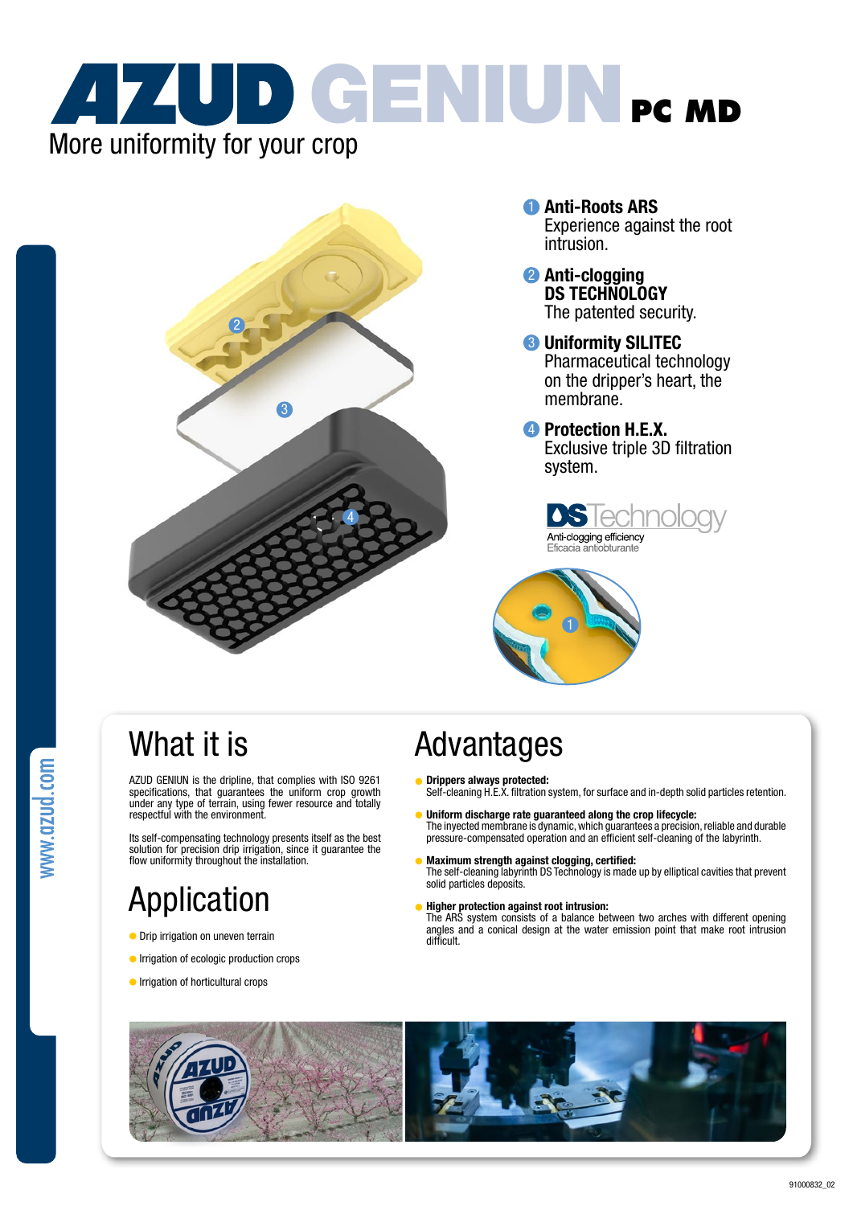# AZUD GENIUN PC MD

More uniformity for your crop

1. **Anti-Roots ARS**
   Experience against the root intrusion.
2. **Anti-clogging DS TECHNOLOGY**
   The patented security.
3. **Uniformity SILITEC**
   Pharmaceutical technology on the dripper's heart, the membrane.
4. **Protection H.E.X.**
   Exclusive triple 3D filtration system.

**DS Technology**
Anti-clogging efficiency
Eficacia antiobturante

www.azud.com

## What it is

AZUD GENIUN is the dripline, that complies with ISO 9261 specifications, that guarantees the uniform crop growth under any type of terrain, using fewer resource and totally respectful with the environment.

Its self-compensating technology presents itself as the best solution for precision drip irrigation, since it guarantee the flow uniformity throughout the installation.

## Application

- Drip irrigation on uneven terrain
- Irrigation of ecologic production crops
- Irrigation of horticultural crops

## Advantages

- **Drippers always protected:**
  Self-cleaning H.E.X. filtration system, for surface and in-depth solid particles retention.
- **Uniform discharge rate guaranteed along the crop lifecycle:**
  The inyected membrane is dynamic, which guarantees a precision, reliable and durable pressure-compensated operation and an efficient self-cleaning of the labyrinth.
- **Maximum strength against clogging, certified:**
  The self-cleaning labyrinth DS Technology is made up by elliptical cavities that prevent solid particles deposits.
- **Higher protection against root intrusion:**
  The ARS system consists of a balance between two arches with different opening angles and a conical design at the water emission point that make root intrusion difficult.

91000832_02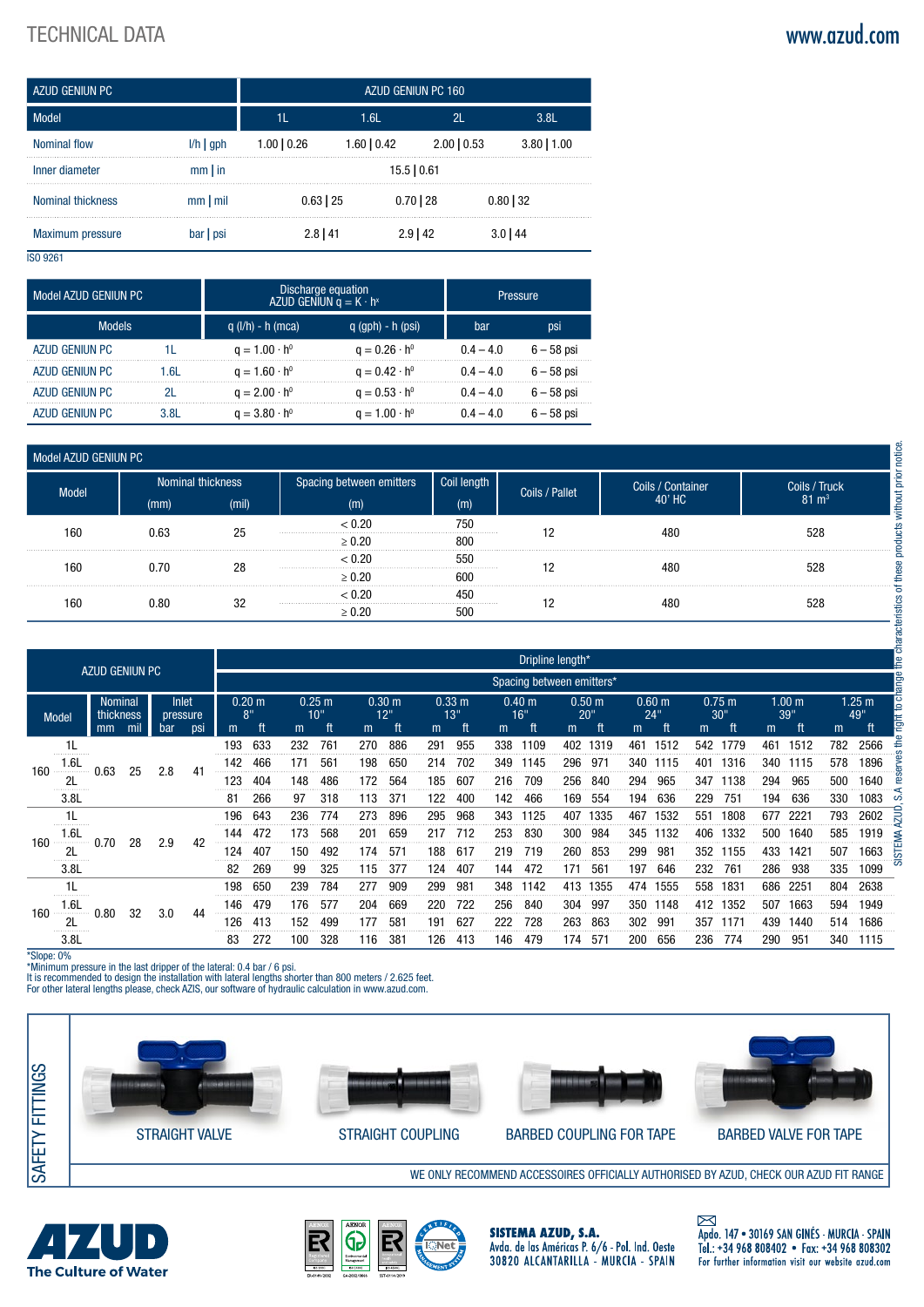# TECHNICAL DATA

www.azud.com

| AZUD GENIUN PC | | AZUD GENIUN PC 160 | | | |
|---|---|---|---|---|---|
| Model | | 1L | 1.6L | 2L | 3.8L |
| Nominal flow | l/h \| gph | 1.00 \| 0.26 | 1.60 \| 0.42 | 2.00 \| 0.53 | 3.80 \| 1.00 |
| Inner diameter | mm \| in | 15.5 \| 0.61 | | | |
| Nominal thickness | mm \| mil | 0.63 \| 25 | 0.70 \| 28 | 0.80 \| 32 | |
| Maximum pressure | bar \| psi | 2.8 \| 41 | 2.9 \| 42 | 3.0 \| 44 | |

ISO 9261

| Model AZUD GENIUN PC | | Discharge equation AZUD GENIUN $q = K \cdot h^x$ | | Pressure | |
|---|---|---|---|---|---|
| Models | | q (l/h) - h (mca) | q (gph) - h (psi) | bar | psi |
| AZUD GENIUN PC | 1L | $q = 1.00 \cdot h^0$ | $q = 0.26 \cdot h^0$ | 0.4 – 4.0 | 6 – 58 psi |
| AZUD GENIUN PC | 1.6L | $q = 1.60 \cdot h^0$ | $q = 0.42 \cdot h^0$ | 0.4 – 4.0 | 6 – 58 psi |
| AZUD GENIUN PC | 2L | $q = 2.00 \cdot h^0$ | $q = 0.53 \cdot h^0$ | 0.4 – 4.0 | 6 – 58 psi |
| AZUD GENIUN PC | 3.8L | $q = 3.80 \cdot h^0$ | $q = 1.00 \cdot h^0$ | 0.4 – 4.0 | 6 – 58 psi |

| Model AZUD GENIUN PC | | | | | | | |
|---|---|---|---|---|---|---|---|
| Model | Nominal thickness (mm) | Nominal thickness (mil) | Spacing between emitters (m) | Coil length (m) | Coils / Pallet | Coils / Container 40' HC | Coils / Truck 81 m³ |
| 160 | 0.63 | 25 | < 0.20 | 750 | 12 | 480 | 528 |
| | | | ≥ 0.20 | 800 | | | |
| 160 | 0.70 | 28 | < 0.20 | 550 | 12 | 480 | 528 |
| | | | ≥ 0.20 | 600 | | | |
| 160 | 0.80 | 32 | < 0.20 | 450 | 12 | 480 | 528 |
| | | | ≥ 0.20 | 500 | | | |

| AZUD GENIUN PC | | | | | | Dripline length* — Spacing between emitters* | | | | | | | | | | | | | | | | | | | |
|---|---|---|---|---|---|---|---|---|---|---|---|---|---|---|---|---|---|---|---|---|---|---|---|---|---|
| Model | | Nominal thickness | | Inlet pressure | | 0.20 m 8" | | 0.25 m 10" | | 0.30 m 12" | | 0.33 m 13" | | 0.40 m 16" | | 0.50 m 20" | | 0.60 m 24" | | 0.75 m 30" | | 1.00 m 39" | | 1.25 m 49" | |
| | | mm | mil | bar | psi | m | ft | m | ft | m | ft | m | ft | m | ft | m | ft | m | ft | m | ft | m | ft | m | ft |
| 160 | 1L | 0.63 | 25 | 2.8 | 41 | 193 | 633 | 232 | 761 | 270 | 886 | 291 | 955 | 338 | 1109 | 402 | 1319 | 461 | 1512 | 542 | 1779 | 461 | 1512 | 782 | 2566 |
| | 1.6L | | | | | 142 | 466 | 171 | 561 | 198 | 650 | 214 | 702 | 349 | 1145 | 296 | 971 | 340 | 1115 | 401 | 1316 | 340 | 1115 | 578 | 1896 |
| | 2L | | | | | 123 | 404 | 148 | 486 | 172 | 564 | 185 | 607 | 216 | 709 | 256 | 840 | 294 | 965 | 347 | 1138 | 294 | 965 | 500 | 1640 |
| | 3.8L | | | | | 81 | 266 | 97 | 318 | 113 | 371 | 122 | 400 | 142 | 466 | 169 | 554 | 194 | 636 | 229 | 751 | 194 | 636 | 330 | 1083 |
| 160 | 1L | 0.70 | 28 | 2.9 | 42 | 196 | 643 | 236 | 774 | 273 | 896 | 295 | 968 | 343 | 1125 | 407 | 1335 | 467 | 1532 | 551 | 1808 | 677 | 2221 | 793 | 2602 |
| | 1.6L | | | | | 144 | 472 | 173 | 568 | 201 | 659 | 217 | 712 | 253 | 830 | 300 | 984 | 345 | 1132 | 406 | 1332 | 500 | 1640 | 585 | 1919 |
| | 2L | | | | | 124 | 407 | 150 | 492 | 174 | 571 | 188 | 617 | 219 | 719 | 260 | 853 | 299 | 981 | 352 | 1155 | 433 | 1421 | 507 | 1663 |
| | 3.8L | | | | | 82 | 269 | 99 | 325 | 115 | 377 | 124 | 407 | 144 | 472 | 171 | 561 | 197 | 646 | 232 | 761 | 286 | 938 | 335 | 1099 |
| 160 | 1L | 0.80 | 32 | 3.0 | 44 | 198 | 650 | 239 | 784 | 277 | 909 | 299 | 981 | 348 | 1142 | 413 | 1355 | 474 | 1555 | 558 | 1831 | 686 | 2251 | 804 | 2638 |
| | 1.6L | | | | | 146 | 479 | 176 | 577 | 204 | 669 | 220 | 722 | 256 | 840 | 304 | 997 | 350 | 1148 | 412 | 1352 | 507 | 1663 | 594 | 1949 |
| | 2L | | | | | 126 | 413 | 152 | 499 | 177 | 581 | 191 | 627 | 222 | 728 | 263 | 863 | 302 | 991 | 357 | 1171 | 439 | 1440 | 514 | 1686 |
| | 3.8L | | | | | 83 | 272 | 100 | 328 | 116 | 381 | 126 | 413 | 146 | 479 | 174 | 571 | 200 | 656 | 236 | 774 | 290 | 951 | 340 | 1115 |

*Slope: 0%
*Minimum pressure in the last dripper of the lateral: 0.4 bar / 6 psi.
It is recommended to design the installation with lateral lengths shorter than 800 meters / 2.625 feet.
For other lateral lengths please, check AZIS, our software of hydraulic calculation in www.azud.com.

## SAFETY FITTINGS

STRAIGHT VALVE

STRAIGHT COUPLING

BARBED COUPLING FOR TAPE

BARBED VALVE FOR TAPE

WE ONLY RECOMMEND ACCESSOIRES OFFICIALLY AUTHORISED BY AZUD, CHECK OUR AZUD FIT RANGE

SISTEMA AZUD, S.A reserves the right to change the characteristics of these products without prior notice.

AZUD The Culture of Water

**SISTEMA AZUD, S.A.**
Avda. de las Américas P. 6/6 - Pol. Ind. Oeste
30820 ALCANTARILLA - MURCIA - SPAIN

Apdo. 147 • 30169 SAN GINÉS - MURCIA - SPAIN
Tel.: +34 968 808402 • Fax: +34 968 808302
For further information visit our website azud.com